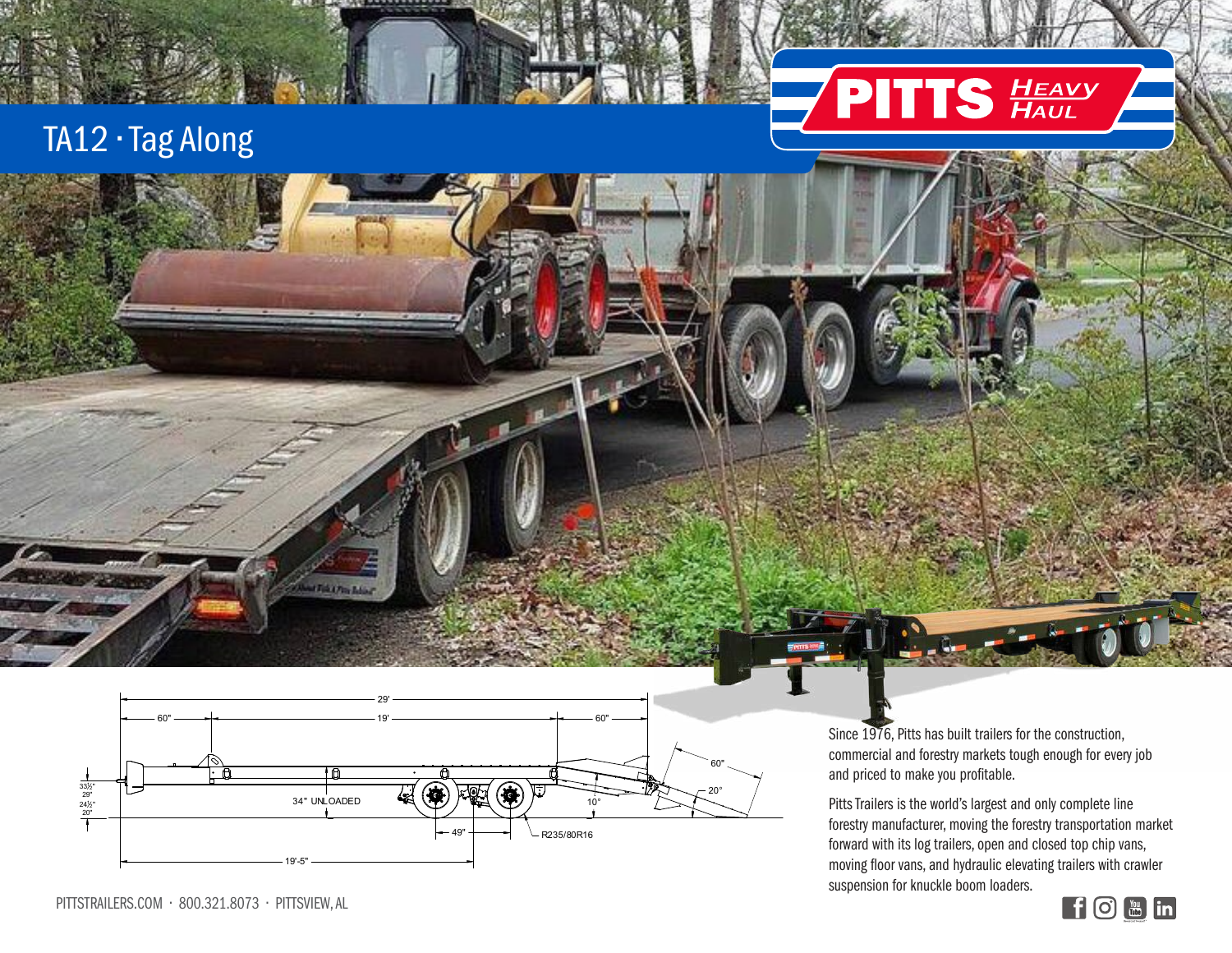# TA12 · Tag Along

PITTS HEAVY HAUL

29'

60" 19' 60"

60"

20°

33½"
29"
24½"
20"

34" UNLOADED

10°

49"

R235/80R16

19'-5"

Since 1976, Pitts has built trailers for the construction, commercial and forestry markets tough enough for every job and priced to make you profitable.

Pitts Trailers is the world's largest and only complete line forestry manufacturer, moving the forestry transportation market forward with its log trailers, open and closed top chip vans, moving floor vans, and hydraulic elevating trailers with crawler suspension for knuckle boom loaders.

PITTSTRAILERS.COM · 800.321.8073 · PITTSVIEW, AL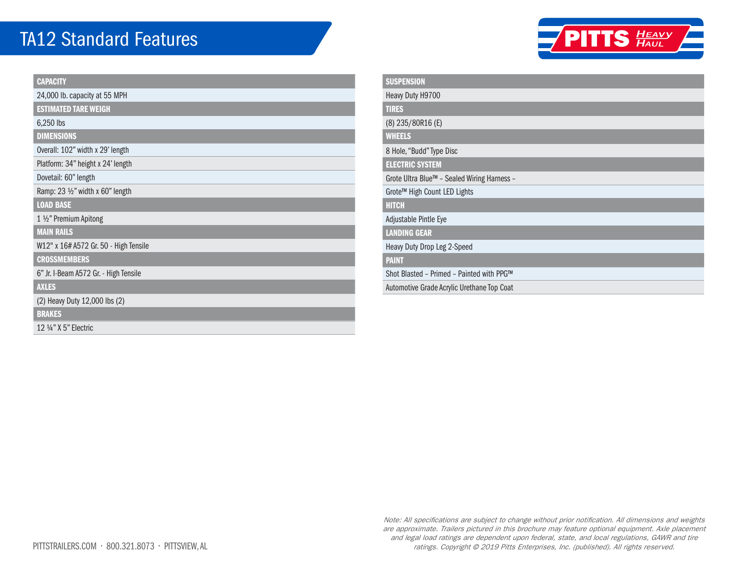# TA12 Standard Features

| | |
|---|---|
| **CAPACITY** | |
| 24,000 lb. capacity at 55 MPH | |
| **ESTIMATED TARE WEIGH** | |
| 6,250 lbs | |
| **DIMENSIONS** | |
| Overall: 102" width x 29' length | |
| Platform: 34" height x 24' length | |
| Dovetail: 60" length | |
| Ramp: 23 ½" width x 60" length | |
| **LOAD BASE** | |
| 1 ½" Premium Apitong | |
| **MAIN RAILS** | |
| W12" x 16# A572 Gr. 50 - High Tensile | |
| **CROSSMEMBERS** | |
| 6" Jr. I-Beam A572 Gr. - High Tensile | |
| **AXLES** | |
| (2) Heavy Duty 12,000 lbs (2) | |
| **BRAKES** | |
| 12 ¼" X 5" Electric | |

| | |
|---|---|
| **SUSPENSION** | |
| Heavy Duty H9700 | |
| **TIRES** | |
| (8) 235/80R16 (E) | |
| **WHEELS** | |
| 8 Hole, "Budd" Type Disc | |
| **ELECTRIC SYSTEM** | |
| Grote Ultra Blue™ – Sealed Wiring Harness – | |
| Grote™ High Count LED Lights | |
| **HITCH** | |
| Adjustable Pintle Eye | |
| **LANDING GEAR** | |
| Heavy Duty Drop Leg 2-Speed | |
| **PAINT** | |
| Shot Blasted – Primed – Painted with PPG™ | |
| Automotive Grade Acrylic Urethane Top Coat | |

PITTSTRAILERS.COM · 800.321.8073 · PITTSVIEW, AL

*Note: All specifications are subject to change without prior notification. All dimensions and weights are approximate. Trailers pictured in this brochure may feature optional equipment. Axle placement and legal load ratings are dependent upon federal, state, and local regulations, GAWR and tire ratings. Copyright © 2019 Pitts Enterprises, Inc. (published). All rights reserved.*